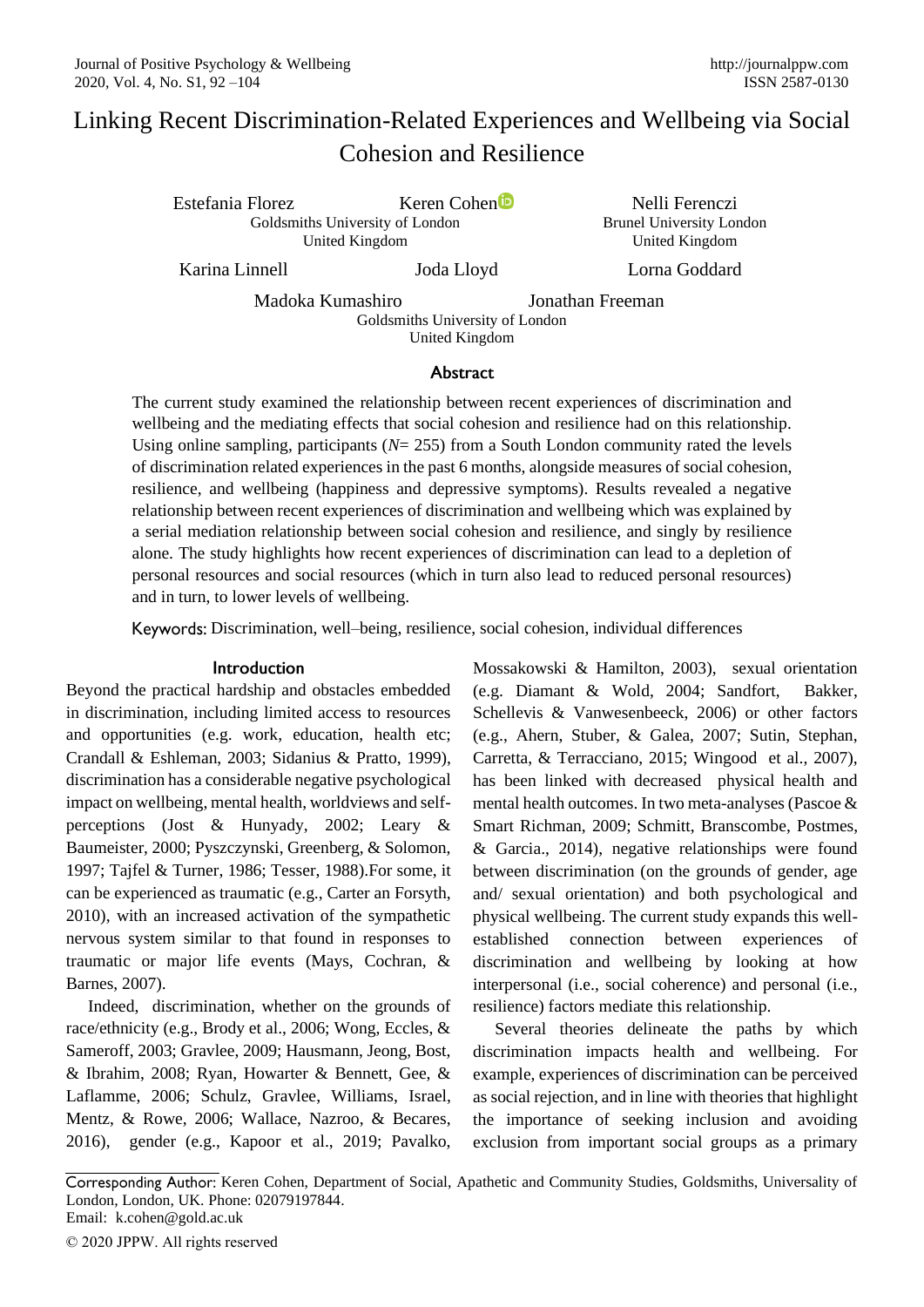# Linking Recent Discrimination-Related Experiences and Wellbeing via Social Cohesion and Resilience

Estefania Florez, Keren Cohen
Goldsmiths University of London
United Kingdom

Nelli Ferenczi
Brunel University London
United Kingdom

Karina Linnell, Joda Lloyd, Lorna Goddard

Madoka Kumashiro, Jonathan Freeman
Goldsmiths University of London
United Kingdom

## Abstract

The current study examined the relationship between recent experiences of discrimination and wellbeing and the mediating effects that social cohesion and resilience had on this relationship. Using online sampling, participants (*N*= 255) from a South London community rated the levels of discrimination related experiences in the past 6 months, alongside measures of social cohesion, resilience, and wellbeing (happiness and depressive symptoms). Results revealed a negative relationship between recent experiences of discrimination and wellbeing which was explained by a serial mediation relationship between social cohesion and resilience, and singly by resilience alone. The study highlights how recent experiences of discrimination can lead to a depletion of personal resources and social resources (which in turn also lead to reduced personal resources) and in turn, to lower levels of wellbeing.

Keywords: Discrimination, well–being, resilience, social cohesion, individual differences

## Introduction

Beyond the practical hardship and obstacles embedded in discrimination, including limited access to resources and opportunities (e.g. work, education, health etc; Crandall & Eshleman, 2003; Sidanius & Pratto, 1999), discrimination has a considerable negative psychological impact on wellbeing, mental health, worldviews and self-perceptions (Jost & Hunyady, 2002; Leary & Baumeister, 2000; Pyszczynski, Greenberg, & Solomon, 1997; Tajfel & Turner, 1986; Tesser, 1988).For some, it can be experienced as traumatic (e.g., Carter an Forsyth, 2010), with an increased activation of the sympathetic nervous system similar to that found in responses to traumatic or major life events (Mays, Cochran, & Barnes, 2007).

Indeed, discrimination, whether on the grounds of race/ethnicity (e.g., Brody et al., 2006; Wong, Eccles, & Sameroff, 2003; Gravlee, 2009; Hausmann, Jeong, Bost, & Ibrahim, 2008; Ryan, Howarter & Bennett, Gee, & Laflamme, 2006; Schulz, Gravlee, Williams, Israel, Mentz, & Rowe, 2006; Wallace, Nazroo, & Becares, 2016), gender (e.g., Kapoor et al., 2019; Pavalko, Mossakowski & Hamilton, 2003), sexual orientation (e.g. Diamant & Wold, 2004; Sandfort, Bakker, Schellevis & Vanwesenbeeck, 2006) or other factors (e.g., Ahern, Stuber, & Galea, 2007; Sutin, Stephan, Carretta, & Terracciano, 2015; Wingood et al., 2007), has been linked with decreased physical health and mental health outcomes. In two meta-analyses (Pascoe & Smart Richman, 2009; Schmitt, Branscombe, Postmes, & Garcia., 2014), negative relationships were found between discrimination (on the grounds of gender, age and/ sexual orientation) and both psychological and physical wellbeing. The current study expands this well-established connection between experiences of discrimination and wellbeing by looking at how interpersonal (i.e., social coherence) and personal (i.e., resilience) factors mediate this relationship.

Several theories delineate the paths by which discrimination impacts health and wellbeing. For example, experiences of discrimination can be perceived as social rejection, and in line with theories that highlight the importance of seeking inclusion and avoiding exclusion from important social groups as a primary

Corresponding Author: Keren Cohen, Department of Social, Apathetic and Community Studies, Goldsmiths, Universality of London, London, UK. Phone: 02079197844.
Email: k.cohen@gold.ac.uk

© 2020 JPPW. All rights reserved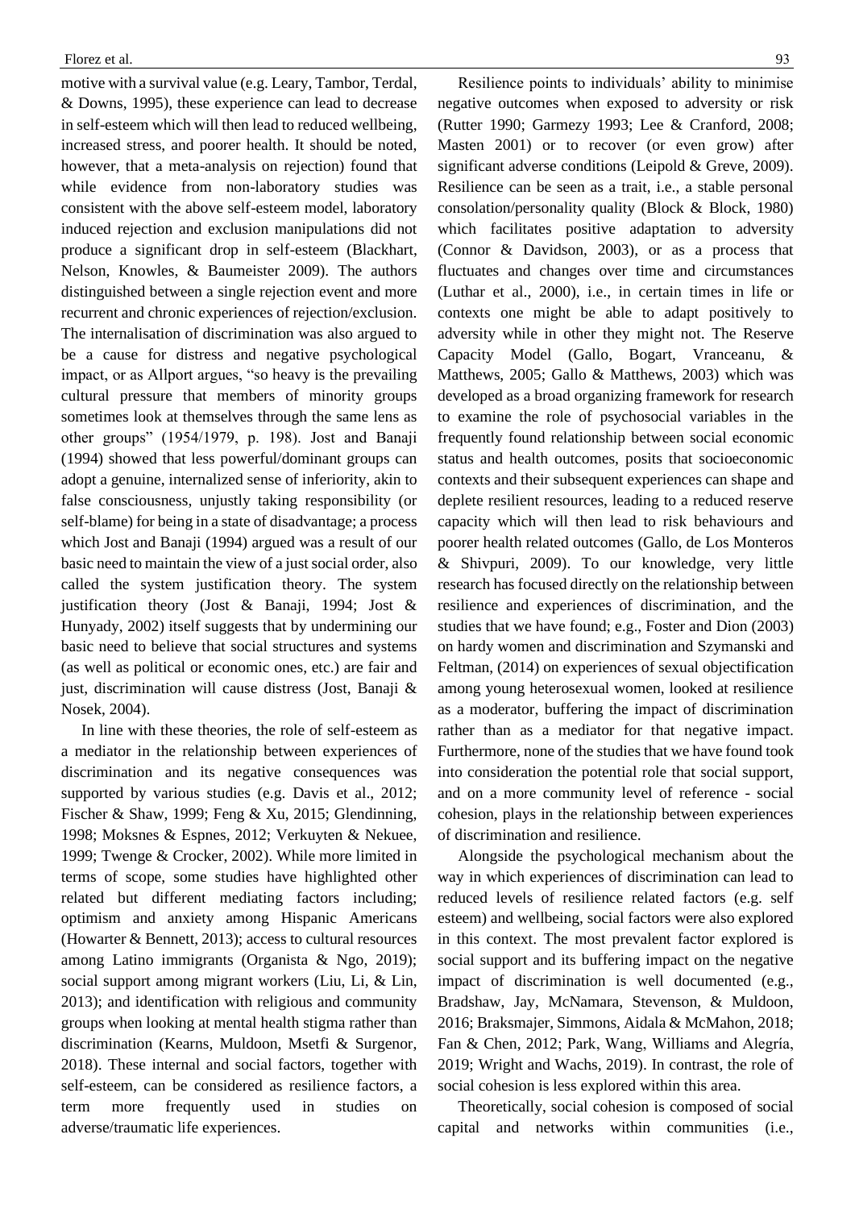motive with a survival value (e.g. Leary, Tambor, Terdal, & Downs, 1995), these experience can lead to decrease in self-esteem which will then lead to reduced wellbeing, increased stress, and poorer health. It should be noted, however, that a meta-analysis on rejection) found that while evidence from non-laboratory studies was consistent with the above self-esteem model, laboratory induced rejection and exclusion manipulations did not produce a significant drop in self-esteem (Blackhart, Nelson, Knowles, & Baumeister 2009). The authors distinguished between a single rejection event and more recurrent and chronic experiences of rejection/exclusion. The internalisation of discrimination was also argued to be a cause for distress and negative psychological impact, or as Allport argues, "so heavy is the prevailing cultural pressure that members of minority groups sometimes look at themselves through the same lens as other groups" (1954/1979, p. 198). Jost and Banaji (1994) showed that less powerful/dominant groups can adopt a genuine, internalized sense of inferiority, akin to false consciousness, unjustly taking responsibility (or self-blame) for being in a state of disadvantage; a process which Jost and Banaji (1994) argued was a result of our basic need to maintain the view of a just social order, also called the system justification theory. The system justification theory (Jost & Banaji, 1994; Jost & Hunyady, 2002) itself suggests that by undermining our basic need to believe that social structures and systems (as well as political or economic ones, etc.) are fair and just, discrimination will cause distress (Jost, Banaji & Nosek, 2004).

In line with these theories, the role of self-esteem as a mediator in the relationship between experiences of discrimination and its negative consequences was supported by various studies (e.g. Davis et al., 2012; Fischer & Shaw, 1999; Feng & Xu, 2015; Glendinning, 1998; Moksnes & Espnes, 2012; Verkuyten & Nekuee, 1999; Twenge & Crocker, 2002). While more limited in terms of scope, some studies have highlighted other related but different mediating factors including; optimism and anxiety among Hispanic Americans (Howarter & Bennett, 2013); access to cultural resources among Latino immigrants (Organista & Ngo, 2019); social support among migrant workers (Liu, Li, & Lin, 2013); and identification with religious and community groups when looking at mental health stigma rather than discrimination (Kearns, Muldoon, Msetfi & Surgenor, 2018). These internal and social factors, together with self-esteem, can be considered as resilience factors, a term more frequently used in studies on adverse/traumatic life experiences.

Resilience points to individuals' ability to minimise negative outcomes when exposed to adversity or risk (Rutter 1990; Garmezy 1993; Lee & Cranford, 2008; Masten 2001) or to recover (or even grow) after significant adverse conditions (Leipold & Greve, 2009). Resilience can be seen as a trait, i.e., a stable personal consolation/personality quality (Block & Block, 1980) which facilitates positive adaptation to adversity (Connor & Davidson, 2003), or as a process that fluctuates and changes over time and circumstances (Luthar et al., 2000), i.e., in certain times in life or contexts one might be able to adapt positively to adversity while in other they might not. The Reserve Capacity Model (Gallo, Bogart, Vranceanu, & Matthews, 2005; Gallo & Matthews, 2003) which was developed as a broad organizing framework for research to examine the role of psychosocial variables in the frequently found relationship between social economic status and health outcomes, posits that socioeconomic contexts and their subsequent experiences can shape and deplete resilient resources, leading to a reduced reserve capacity which will then lead to risk behaviours and poorer health related outcomes (Gallo, de Los Monteros & Shivpuri, 2009). To our knowledge, very little research has focused directly on the relationship between resilience and experiences of discrimination, and the studies that we have found; e.g., Foster and Dion (2003) on hardy women and discrimination and Szymanski and Feltman, (2014) on experiences of sexual objectification among young heterosexual women, looked at resilience as a moderator, buffering the impact of discrimination rather than as a mediator for that negative impact. Furthermore, none of the studies that we have found took into consideration the potential role that social support, and on a more community level of reference - social cohesion, plays in the relationship between experiences of discrimination and resilience.

Alongside the psychological mechanism about the way in which experiences of discrimination can lead to reduced levels of resilience related factors (e.g. self esteem) and wellbeing, social factors were also explored in this context. The most prevalent factor explored is social support and its buffering impact on the negative impact of discrimination is well documented (e.g., Bradshaw, Jay, McNamara, Stevenson, & Muldoon, 2016; Braksmajer, Simmons, Aidala & McMahon, 2018; Fan & Chen, 2012; Park, Wang, Williams and Alegría, 2019; Wright and Wachs, 2019). In contrast, the role of social cohesion is less explored within this area.

Theoretically, social cohesion is composed of social capital and networks within communities (i.e.,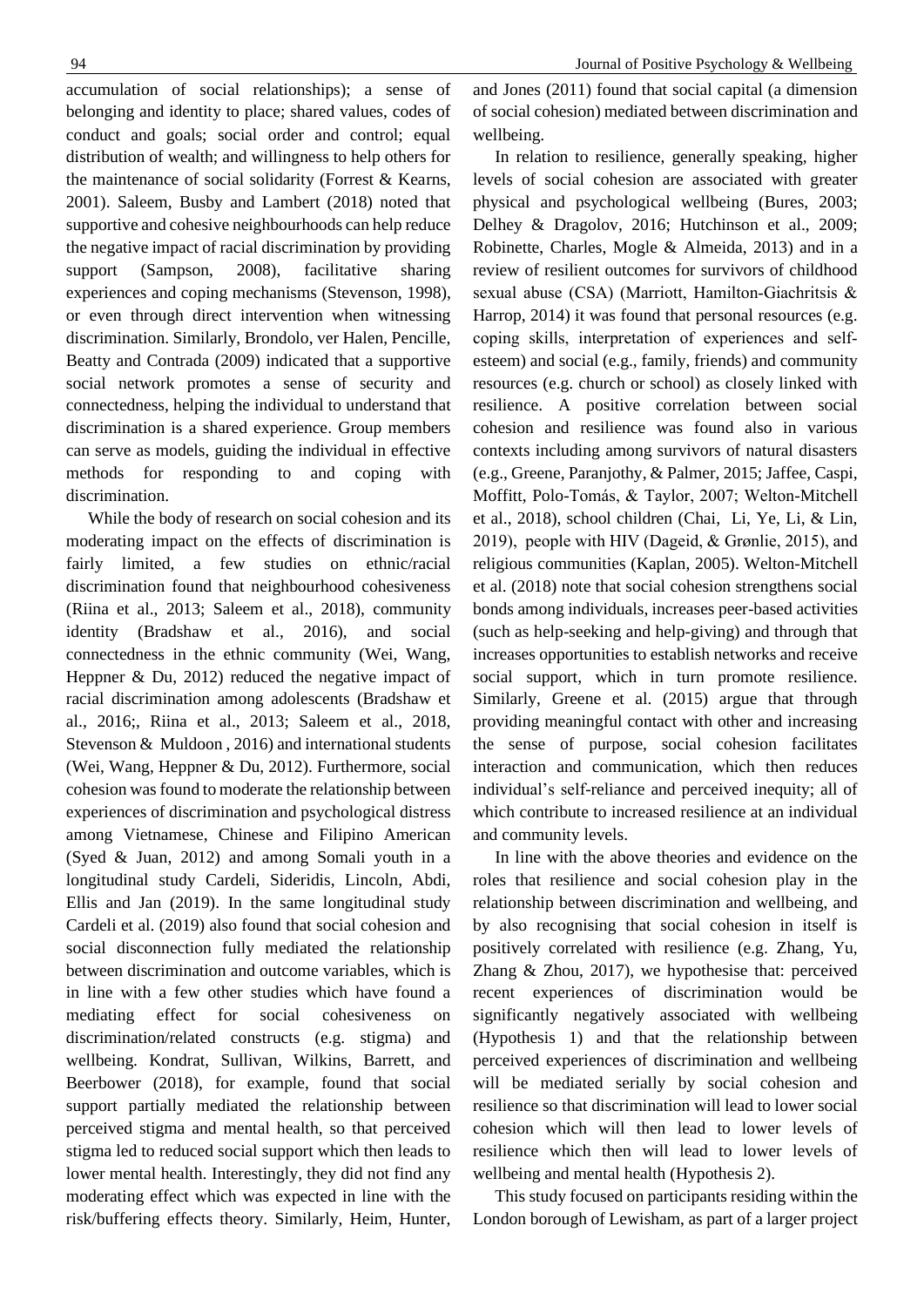accumulation of social relationships); a sense of belonging and identity to place; shared values, codes of conduct and goals; social order and control; equal distribution of wealth; and willingness to help others for the maintenance of social solidarity (Forrest & Kearns, 2001). Saleem, Busby and Lambert (2018) noted that supportive and cohesive neighbourhoods can help reduce the negative impact of racial discrimination by providing support (Sampson, 2008), facilitative sharing experiences and coping mechanisms (Stevenson, 1998), or even through direct intervention when witnessing discrimination. Similarly, Brondolo, ver Halen, Pencille, Beatty and Contrada (2009) indicated that a supportive social network promotes a sense of security and connectedness, helping the individual to understand that discrimination is a shared experience. Group members can serve as models, guiding the individual in effective methods for responding to and coping with discrimination.

While the body of research on social cohesion and its moderating impact on the effects of discrimination is fairly limited, a few studies on ethnic/racial discrimination found that neighbourhood cohesiveness (Riina et al., 2013; Saleem et al., 2018), community identity (Bradshaw et al., 2016), and social connectedness in the ethnic community (Wei, Wang, Heppner & Du, 2012) reduced the negative impact of racial discrimination among adolescents (Bradshaw et al., 2016;, Riina et al., 2013; Saleem et al., 2018, Stevenson & Muldoon , 2016) and international students (Wei, Wang, Heppner & Du, 2012). Furthermore, social cohesion was found to moderate the relationship between experiences of discrimination and psychological distress among Vietnamese, Chinese and Filipino American (Syed & Juan, 2012) and among Somali youth in a longitudinal study Cardeli, Sideridis, Lincoln, Abdi, Ellis and Jan (2019). In the same longitudinal study Cardeli et al. (2019) also found that social cohesion and social disconnection fully mediated the relationship between discrimination and outcome variables, which is in line with a few other studies which have found a mediating effect for social cohesiveness on discrimination/related constructs (e.g. stigma) and wellbeing. Kondrat, Sullivan, Wilkins, Barrett, and Beerbower (2018), for example, found that social support partially mediated the relationship between perceived stigma and mental health, so that perceived stigma led to reduced social support which then leads to lower mental health. Interestingly, they did not find any moderating effect which was expected in line with the risk/buffering effects theory. Similarly, Heim, Hunter, and Jones (2011) found that social capital (a dimension of social cohesion) mediated between discrimination and wellbeing.

In relation to resilience, generally speaking, higher levels of social cohesion are associated with greater physical and psychological wellbeing (Bures, 2003; Delhey & Dragolov, 2016; Hutchinson et al., 2009; Robinette, Charles, Mogle & Almeida, 2013) and in a review of resilient outcomes for survivors of childhood sexual abuse (CSA) (Marriott, Hamilton-Giachritsis & Harrop, 2014) it was found that personal resources (e.g. coping skills, interpretation of experiences and self-esteem) and social (e.g., family, friends) and community resources (e.g. church or school) as closely linked with resilience. A positive correlation between social cohesion and resilience was found also in various contexts including among survivors of natural disasters (e.g., Greene, Paranjothy, & Palmer, 2015; Jaffee, Caspi, Moffitt, Polo-Tomás, & Taylor, 2007; Welton-Mitchell et al., 2018), school children (Chai, Li, Ye, Li, & Lin, 2019), people with HIV (Dageid, & Grønlie, 2015), and religious communities (Kaplan, 2005). Welton-Mitchell et al. (2018) note that social cohesion strengthens social bonds among individuals, increases peer-based activities (such as help-seeking and help-giving) and through that increases opportunities to establish networks and receive social support, which in turn promote resilience. Similarly, Greene et al. (2015) argue that through providing meaningful contact with other and increasing the sense of purpose, social cohesion facilitates interaction and communication, which then reduces individual's self-reliance and perceived inequity; all of which contribute to increased resilience at an individual and community levels.

In line with the above theories and evidence on the roles that resilience and social cohesion play in the relationship between discrimination and wellbeing, and by also recognising that social cohesion in itself is positively correlated with resilience (e.g. Zhang, Yu, Zhang & Zhou, 2017), we hypothesise that: perceived recent experiences of discrimination would be significantly negatively associated with wellbeing (Hypothesis 1) and that the relationship between perceived experiences of discrimination and wellbeing will be mediated serially by social cohesion and resilience so that discrimination will lead to lower social cohesion which will then lead to lower levels of resilience which then will lead to lower levels of wellbeing and mental health (Hypothesis 2).

This study focused on participants residing within the London borough of Lewisham, as part of a larger project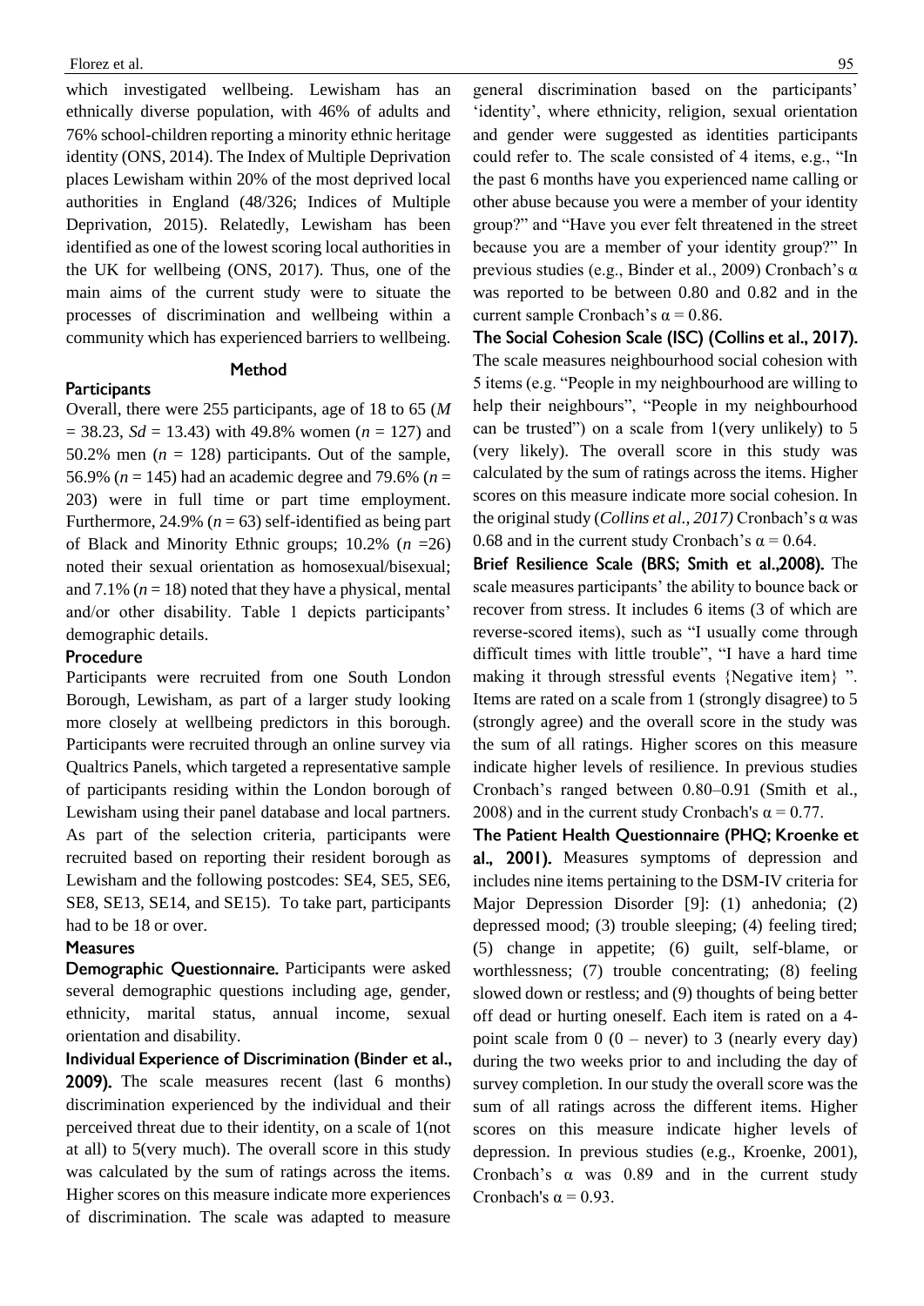which investigated wellbeing. Lewisham has an ethnically diverse population, with 46% of adults and 76% school-children reporting a minority ethnic heritage identity (ONS, 2014). The Index of Multiple Deprivation places Lewisham within 20% of the most deprived local authorities in England (48/326; Indices of Multiple Deprivation, 2015). Relatedly, Lewisham has been identified as one of the lowest scoring local authorities in the UK for wellbeing (ONS, 2017). Thus, one of the main aims of the current study were to situate the processes of discrimination and wellbeing within a community which has experienced barriers to wellbeing.

## Method

### Participants

Overall, there were 255 participants, age of 18 to 65 (*M* = 38.23, *Sd* = 13.43) with 49.8% women (*n* = 127) and 50.2% men (*n* = 128) participants. Out of the sample, 56.9% (*n* = 145) had an academic degree and 79.6% (*n* = 203) were in full time or part time employment. Furthermore, 24.9% (*n* = 63) self-identified as being part of Black and Minority Ethnic groups; 10.2% (*n* =26) noted their sexual orientation as homosexual/bisexual; and 7.1% (*n* = 18) noted that they have a physical, mental and/or other disability. Table 1 depicts participants' demographic details.

### Procedure

Participants were recruited from one South London Borough, Lewisham, as part of a larger study looking more closely at wellbeing predictors in this borough. Participants were recruited through an online survey via Qualtrics Panels, which targeted a representative sample of participants residing within the London borough of Lewisham using their panel database and local partners. As part of the selection criteria, participants were recruited based on reporting their resident borough as Lewisham and the following postcodes: SE4, SE5, SE6, SE8, SE13, SE14, and SE15). To take part, participants had to be 18 or over.

### Measures

**Demographic Questionnaire.** Participants were asked several demographic questions including age, gender, ethnicity, marital status, annual income, sexual orientation and disability.

**Individual Experience of Discrimination (Binder et al., 2009).** The scale measures recent (last 6 months) discrimination experienced by the individual and their perceived threat due to their identity, on a scale of 1(not at all) to 5(very much). The overall score in this study was calculated by the sum of ratings across the items. Higher scores on this measure indicate more experiences of discrimination. The scale was adapted to measure general discrimination based on the participants' 'identity', where ethnicity, religion, sexual orientation and gender were suggested as identities participants could refer to. The scale consisted of 4 items, e.g., "In the past 6 months have you experienced name calling or other abuse because you were a member of your identity group?" and "Have you ever felt threatened in the street because you are a member of your identity group?" In previous studies (e.g., Binder et al., 2009) Cronbach's α was reported to be between 0.80 and 0.82 and in the current sample Cronbach's α = 0.86.

**The Social Cohesion Scale (ISC) (Collins et al., 2017).** The scale measures neighbourhood social cohesion with 5 items (e.g. "People in my neighbourhood are willing to help their neighbours", "People in my neighbourhood can be trusted") on a scale from 1(very unlikely) to 5 (very likely). The overall score in this study was calculated by the sum of ratings across the items. Higher scores on this measure indicate more social cohesion. In the original study (*Collins et al., 2017)* Cronbach's α was 0.68 and in the current study Cronbach's α = 0.64.

**Brief Resilience Scale (BRS; Smith et al.,2008).** The scale measures participants' the ability to bounce back or recover from stress. It includes 6 items (3 of which are reverse-scored items), such as "I usually come through difficult times with little trouble", "I have a hard time making it through stressful events {Negative item} ". Items are rated on a scale from 1 (strongly disagree) to 5 (strongly agree) and the overall score in the study was the sum of all ratings. Higher scores on this measure indicate higher levels of resilience. In previous studies Cronbach's ranged between 0.80–0.91 (Smith et al., 2008) and in the current study Cronbach's α = 0.77.

**The Patient Health Questionnaire (PHQ; Kroenke et al., 2001).** Measures symptoms of depression and includes nine items pertaining to the DSM-IV criteria for Major Depression Disorder [9]: (1) anhedonia; (2) depressed mood; (3) trouble sleeping; (4) feeling tired; (5) change in appetite; (6) guilt, self-blame, or worthlessness; (7) trouble concentrating; (8) feeling slowed down or restless; and (9) thoughts of being better off dead or hurting oneself. Each item is rated on a 4-point scale from 0 (0 – never) to 3 (nearly every day) during the two weeks prior to and including the day of survey completion. In our study the overall score was the sum of all ratings across the different items. Higher scores on this measure indicate higher levels of depression. In previous studies (e.g., Kroenke, 2001), Cronbach's α was 0.89 and in the current study Cronbach's α = 0.93.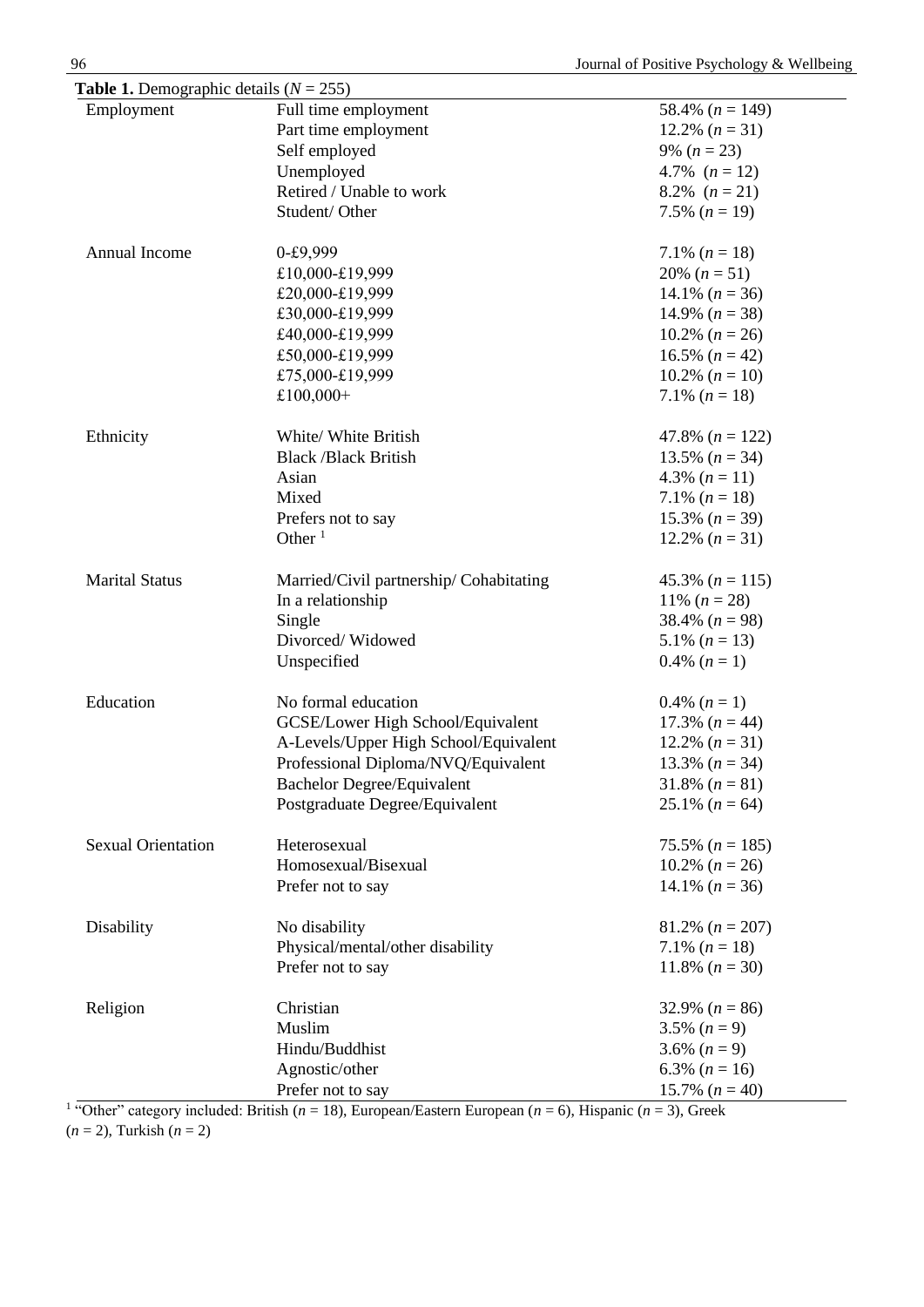**Table 1.** Demographic details (*N* = 255)

| | | |
|---|---|---|
| Employment | Full time employment | 58.4% (*n* = 149) |
| | Part time employment | 12.2% (*n* = 31) |
| | Self employed | 9% (*n* = 23) |
| | Unemployed | 4.7% (*n* = 12) |
| | Retired / Unable to work | 8.2% (*n* = 21) |
| | Student/ Other | 7.5% (*n* = 19) |
| Annual Income | 0-£9,999 | 7.1% (*n* = 18) |
| | £10,000-£19,999 | 20% (*n* = 51) |
| | £20,000-£19,999 | 14.1% (*n* = 36) |
| | £30,000-£19,999 | 14.9% (*n* = 38) |
| | £40,000-£19,999 | 10.2% (*n* = 26) |
| | £50,000-£19,999 | 16.5% (*n* = 42) |
| | £75,000-£19,999 | 10.2% (*n* = 10) |
| | £100,000+ | 7.1% (*n* = 18) |
| Ethnicity | White/ White British | 47.8% (*n* = 122) |
| | Black /Black British | 13.5% (*n* = 34) |
| | Asian | 4.3% (*n* = 11) |
| | Mixed | 7.1% (*n* = 18) |
| | Prefers not to say | 15.3% (*n* = 39) |
| | Other [1] | 12.2% (*n* = 31) |
| Marital Status | Married/Civil partnership/ Cohabitating | 45.3% (*n* = 115) |
| | In a relationship | 11% (*n* = 28) |
| | Single | 38.4% (*n* = 98) |
| | Divorced/ Widowed | 5.1% (*n* = 13) |
| | Unspecified | 0.4% (*n* = 1) |
| Education | No formal education | 0.4% (*n* = 1) |
| | GCSE/Lower High School/Equivalent | 17.3% (*n* = 44) |
| | A-Levels/Upper High School/Equivalent | 12.2% (*n* = 31) |
| | Professional Diploma/NVQ/Equivalent | 13.3% (*n* = 34) |
| | Bachelor Degree/Equivalent | 31.8% (*n* = 81) |
| | Postgraduate Degree/Equivalent | 25.1% (*n* = 64) |
| Sexual Orientation | Heterosexual | 75.5% (*n* = 185) |
| | Homosexual/Bisexual | 10.2% (*n* = 26) |
| | Prefer not to say | 14.1% (*n* = 36) |
| Disability | No disability | 81.2% (*n* = 207) |
| | Physical/mental/other disability | 7.1% (*n* = 18) |
| | Prefer not to say | 11.8% (*n* = 30) |
| Religion | Christian | 32.9% (*n* = 86) |
| | Muslim | 3.5% (*n* = 9) |
| | Hindu/Buddhist | 3.6% (*n* = 9) |
| | Agnostic/other | 6.3% (*n* = 16) |
| | Prefer not to say | 15.7% (*n* = 40) |

[1] "Other" category included: British (*n* = 18), European/Eastern European (*n* = 6), Hispanic (*n* = 3), Greek (*n* = 2), Turkish (*n* = 2)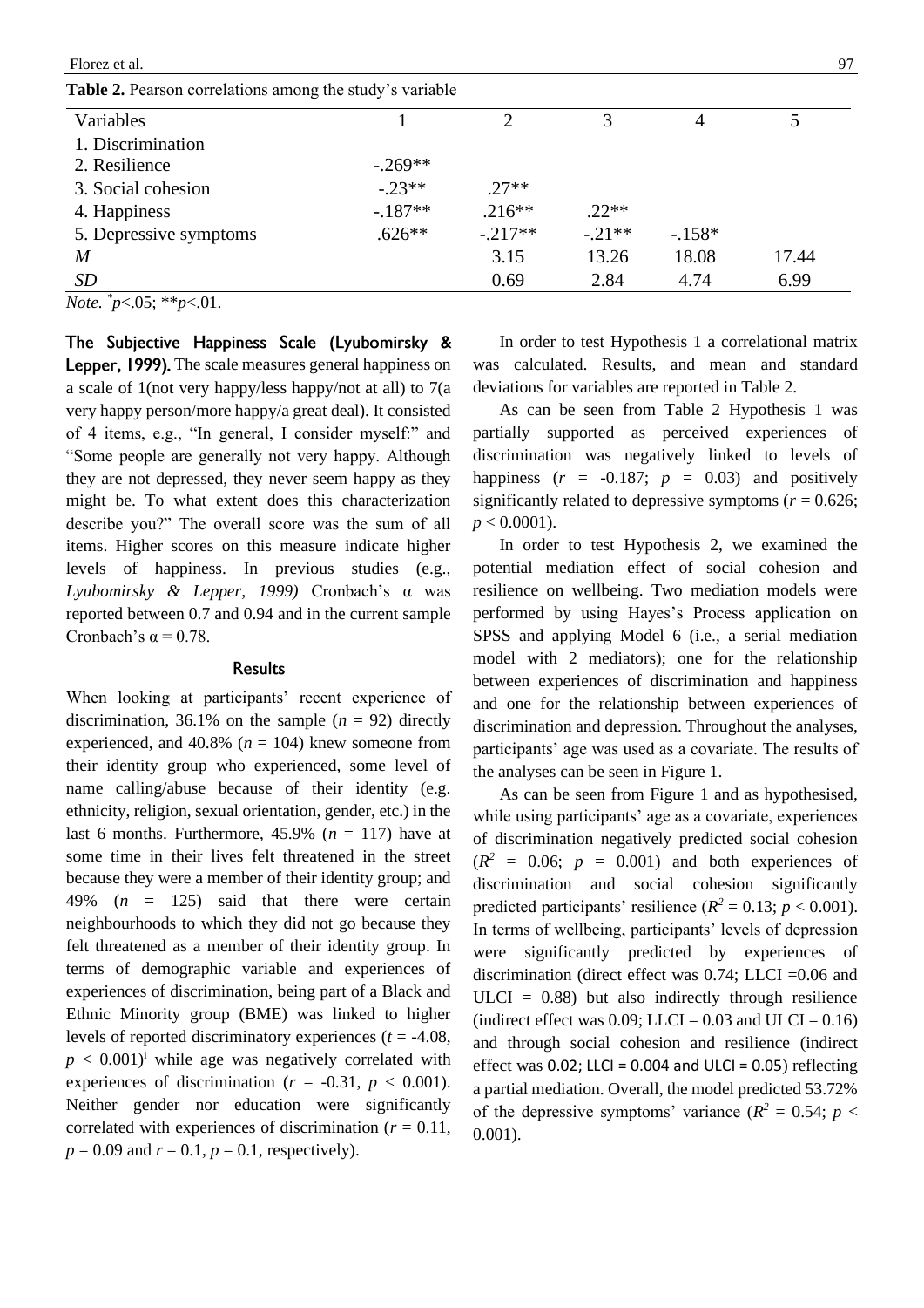**Table 2.** Pearson correlations among the study's variable

| Variables | 1 | 2 | 3 | 4 | 5 |
|---|---|---|---|---|---|
| 1. Discrimination | | | | | |
| 2. Resilience | -.269** | | | | |
| 3. Social cohesion | -.23** | .27** | | | |
| 4. Happiness | -.187** | .216** | .22** | | |
| 5. Depressive symptoms | .626** | -.217** | -.21** | -.158* | |
| *M* | | 3.15 | 13.26 | 18.08 | 17.44 |
| *SD* | | 0.69 | 2.84 | 4.74 | 6.99 |

*Note.* *$p$<.05; **$p$<.01.

**The Subjective Happiness Scale (Lyubomirsky & Lepper, 1999).** The scale measures general happiness on a scale of 1(not very happy/less happy/not at all) to 7(a very happy person/more happy/a great deal). It consisted of 4 items, e.g., "In general, I consider myself:" and "Some people are generally not very happy. Although they are not depressed, they never seem happy as they might be. To what extent does this characterization describe you?" The overall score was the sum of all items. Higher scores on this measure indicate higher levels of happiness. In previous studies (e.g., *Lyubomirsky & Lepper, 1999)* Cronbach's α was reported between 0.7 and 0.94 and in the current sample Cronbach's α = 0.78.

## Results

When looking at participants' recent experience of discrimination, 36.1% on the sample ($n$ = 92) directly experienced, and 40.8% ($n$ = 104) knew someone from their identity group who experienced, some level of name calling/abuse because of their identity (e.g. ethnicity, religion, sexual orientation, gender, etc.) in the last 6 months. Furthermore, 45.9% ($n$ = 117) have at some time in their lives felt threatened in the street because they were a member of their identity group; and 49% ($n$ = 125) said that there were certain neighbourhoods to which they did not go because they felt threatened as a member of their identity group. In terms of demographic variable and experiences of experiences of discrimination, being part of a Black and Ethnic Minority group (BME) was linked to higher levels of reported discriminatory experiences ($t$ = -4.08, $p < 0.001$)[i] while age was negatively correlated with experiences of discrimination ($r$ = -0.31, $p < 0.001$). Neither gender nor education were significantly correlated with experiences of discrimination ($r$ = 0.11, $p$ = 0.09 and $r$ = 0.1, $p$ = 0.1, respectively).

In order to test Hypothesis 1 a correlational matrix was calculated. Results, and mean and standard deviations for variables are reported in Table 2.

As can be seen from Table 2 Hypothesis 1 was partially supported as perceived experiences of discrimination was negatively linked to levels of happiness ($r$ = -0.187; $p$ = 0.03) and positively significantly related to depressive symptoms ($r$ = 0.626; $p < 0.0001$).

In order to test Hypothesis 2, we examined the potential mediation effect of social cohesion and resilience on wellbeing. Two mediation models were performed by using Hayes's Process application on SPSS and applying Model 6 (i.e., a serial mediation model with 2 mediators); one for the relationship between experiences of discrimination and happiness and one for the relationship between experiences of discrimination and depression. Throughout the analyses, participants' age was used as a covariate. The results of the analyses can be seen in Figure 1.

As can be seen from Figure 1 and as hypothesised, while using participants' age as a covariate, experiences of discrimination negatively predicted social cohesion ($R^2$ = 0.06; $p$ = 0.001) and both experiences of discrimination and social cohesion significantly predicted participants' resilience ($R^2$ = 0.13; $p < 0.001$). In terms of wellbeing, participants' levels of depression were significantly predicted by experiences of discrimination (direct effect was 0.74; LLCI =0.06 and ULCI = 0.88) but also indirectly through resilience (indirect effect was 0.09; LLCI = 0.03 and ULCI = 0.16) and through social cohesion and resilience (indirect effect was 0.02; LLCI = 0.004 and ULCI = 0.05) reflecting a partial mediation. Overall, the model predicted 53.72% of the depressive symptoms' variance ($R^2$ = 0.54; $p < 0.001$).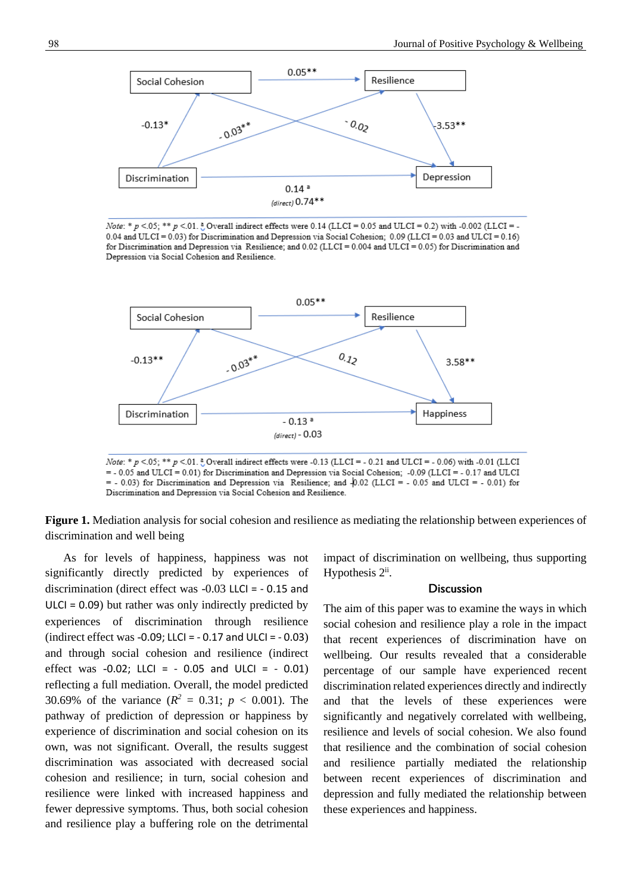Social Cohesion

Resilience

Discrimination

Depression

0.05**

-0.13*

- 0.03**

0.02

-3.53**

0.14 a

(direct) 0.74**

*Note*: * $p$ <.05; ** $p$ <.01. a Overall indirect effects were 0.14 (LLCI = 0.05 and ULCI = 0.2) with -0.002 (LLCI = -0.04 and ULCI = 0.03) for Discrimination and Depression via Social Cohesion; 0.09 (LLCI = 0.03 and ULCI = 0.16) for Discrimination and Depression via Resilience; and 0.02 (LLCI = 0.004 and ULCI = 0.05) for Discrimination and Depression via Social Cohesion and Resilience.

Social Cohesion

Resilience

Discrimination

Happiness

0.05**

-0.13**

- 0.03**

0.12

3.58**

- 0.13 a

(direct) - 0.03

*Note*: * $p$ <.05; ** $p$ <.01. a Overall indirect effects were -0.13 (LLCI = - 0.21 and ULCI = - 0.06) with -0.01 (LLCI = - 0.05 and ULCI = 0.01) for Discrimination and Depression via Social Cohesion; -0.09 (LLCI = - 0.17 and ULCI = - 0.03) for Discrimination and Depression via Resilience; and -0.02 (LLCI = - 0.05 and ULCI = - 0.01) for Discrimination and Depression via Social Cohesion and Resilience.

**Figure 1.** Mediation analysis for social cohesion and resilience as mediating the relationship between experiences of discrimination and well being

As for levels of happiness, happiness was not significantly directly predicted by experiences of discrimination (direct effect was -0.03 LLCI = - 0.15 and ULCI = 0.09) but rather was only indirectly predicted by experiences of discrimination through resilience (indirect effect was -0.09; LLCI = - 0.17 and ULCI = - 0.03) and through social cohesion and resilience (indirect effect was -0.02; LLCI = - 0.05 and ULCI = - 0.01) reflecting a full mediation. Overall, the model predicted 30.69% of the variance ($R^2$ = 0.31; $p$ < 0.001). The pathway of prediction of depression or happiness by experience of discrimination and social cohesion on its own, was not significant. Overall, the results suggest discrimination was associated with decreased social cohesion and resilience; in turn, social cohesion and resilience were linked with increased happiness and fewer depressive symptoms. Thus, both social cohesion and resilience play a buffering role on the detrimental impact of discrimination on wellbeing, thus supporting Hypothesis 2[ii].

## Discussion

The aim of this paper was to examine the ways in which social cohesion and resilience play a role in the impact that recent experiences of discrimination have on wellbeing. Our results revealed that a considerable percentage of our sample have experienced recent discrimination related experiences directly and indirectly and that the levels of these experiences were significantly and negatively correlated with wellbeing, resilience and levels of social cohesion. We also found that resilience and the combination of social cohesion and resilience partially mediated the relationship between recent experiences of discrimination and depression and fully mediated the relationship between these experiences and happiness.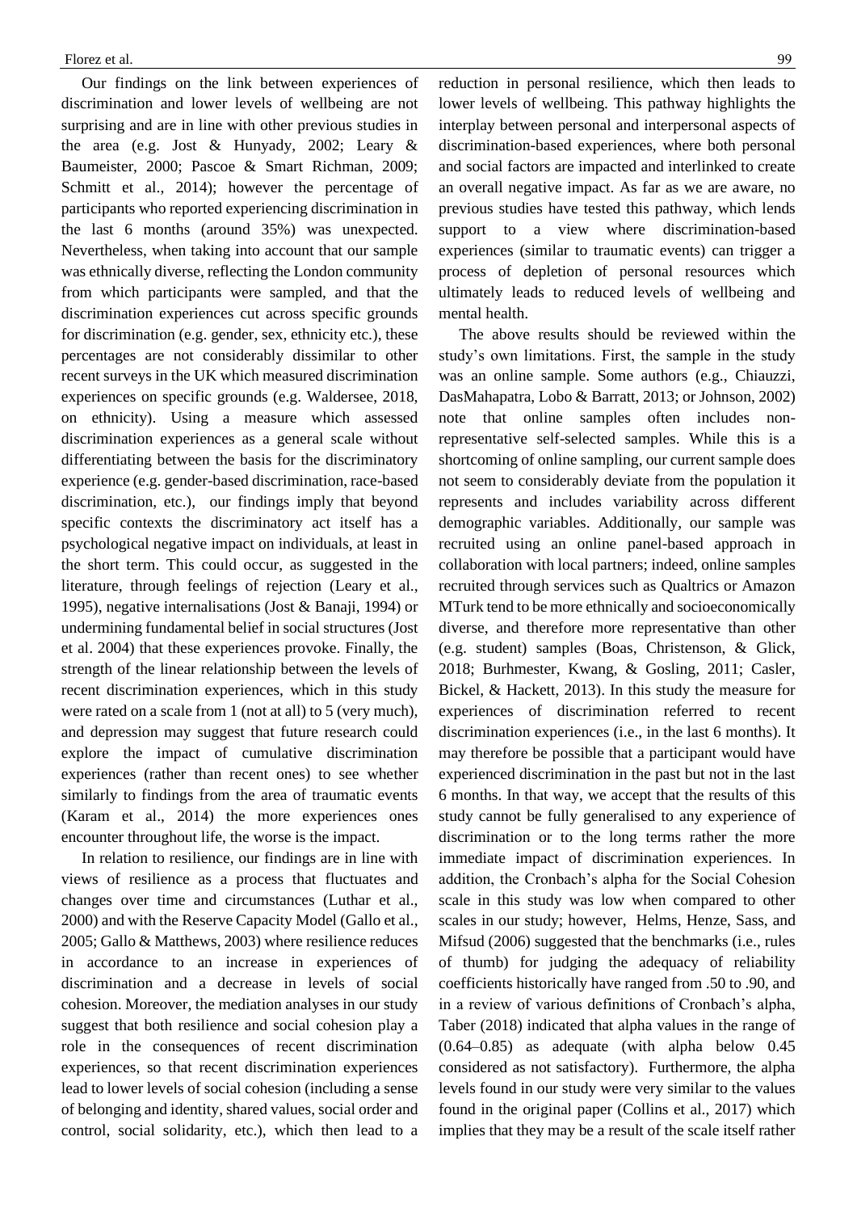Our findings on the link between experiences of discrimination and lower levels of wellbeing are not surprising and are in line with other previous studies in the area (e.g. Jost & Hunyady, 2002; Leary & Baumeister, 2000; Pascoe & Smart Richman, 2009; Schmitt et al., 2014); however the percentage of participants who reported experiencing discrimination in the last 6 months (around 35%) was unexpected. Nevertheless, when taking into account that our sample was ethnically diverse, reflecting the London community from which participants were sampled, and that the discrimination experiences cut across specific grounds for discrimination (e.g. gender, sex, ethnicity etc.), these percentages are not considerably dissimilar to other recent surveys in the UK which measured discrimination experiences on specific grounds (e.g. Waldersee, 2018, on ethnicity). Using a measure which assessed discrimination experiences as a general scale without differentiating between the basis for the discriminatory experience (e.g. gender-based discrimination, race-based discrimination, etc.), our findings imply that beyond specific contexts the discriminatory act itself has a psychological negative impact on individuals, at least in the short term. This could occur, as suggested in the literature, through feelings of rejection (Leary et al., 1995), negative internalisations (Jost & Banaji, 1994) or undermining fundamental belief in social structures (Jost et al. 2004) that these experiences provoke. Finally, the strength of the linear relationship between the levels of recent discrimination experiences, which in this study were rated on a scale from 1 (not at all) to 5 (very much), and depression may suggest that future research could explore the impact of cumulative discrimination experiences (rather than recent ones) to see whether similarly to findings from the area of traumatic events (Karam et al., 2014) the more experiences ones encounter throughout life, the worse is the impact.

In relation to resilience, our findings are in line with views of resilience as a process that fluctuates and changes over time and circumstances (Luthar et al., 2000) and with the Reserve Capacity Model (Gallo et al., 2005; Gallo & Matthews, 2003) where resilience reduces in accordance to an increase in experiences of discrimination and a decrease in levels of social cohesion. Moreover, the mediation analyses in our study suggest that both resilience and social cohesion play a role in the consequences of recent discrimination experiences, so that recent discrimination experiences lead to lower levels of social cohesion (including a sense of belonging and identity, shared values, social order and control, social solidarity, etc.), which then lead to a reduction in personal resilience, which then leads to lower levels of wellbeing. This pathway highlights the interplay between personal and interpersonal aspects of discrimination-based experiences, where both personal and social factors are impacted and interlinked to create an overall negative impact. As far as we are aware, no previous studies have tested this pathway, which lends support to a view where discrimination-based experiences (similar to traumatic events) can trigger a process of depletion of personal resources which ultimately leads to reduced levels of wellbeing and mental health.

The above results should be reviewed within the study's own limitations. First, the sample in the study was an online sample. Some authors (e.g., Chiauzzi, DasMahapatra, Lobo & Barratt, 2013; or Johnson, 2002) note that online samples often includes non-representative self-selected samples. While this is a shortcoming of online sampling, our current sample does not seem to considerably deviate from the population it represents and includes variability across different demographic variables. Additionally, our sample was recruited using an online panel-based approach in collaboration with local partners; indeed, online samples recruited through services such as Qualtrics or Amazon MTurk tend to be more ethnically and socioeconomically diverse, and therefore more representative than other (e.g. student) samples (Boas, Christenson, & Glick, 2018; Burhmester, Kwang, & Gosling, 2011; Casler, Bickel, & Hackett, 2013). In this study the measure for experiences of discrimination referred to recent discrimination experiences (i.e., in the last 6 months). It may therefore be possible that a participant would have experienced discrimination in the past but not in the last 6 months. In that way, we accept that the results of this study cannot be fully generalised to any experience of discrimination or to the long terms rather the more immediate impact of discrimination experiences. In addition, the Cronbach's alpha for the Social Cohesion scale in this study was low when compared to other scales in our study; however, Helms, Henze, Sass, and Mifsud (2006) suggested that the benchmarks (i.e., rules of thumb) for judging the adequacy of reliability coefficients historically have ranged from .50 to .90, and in a review of various definitions of Cronbach's alpha, Taber (2018) indicated that alpha values in the range of (0.64–0.85) as adequate (with alpha below 0.45 considered as not satisfactory). Furthermore, the alpha levels found in our study were very similar to the values found in the original paper (Collins et al., 2017) which implies that they may be a result of the scale itself rather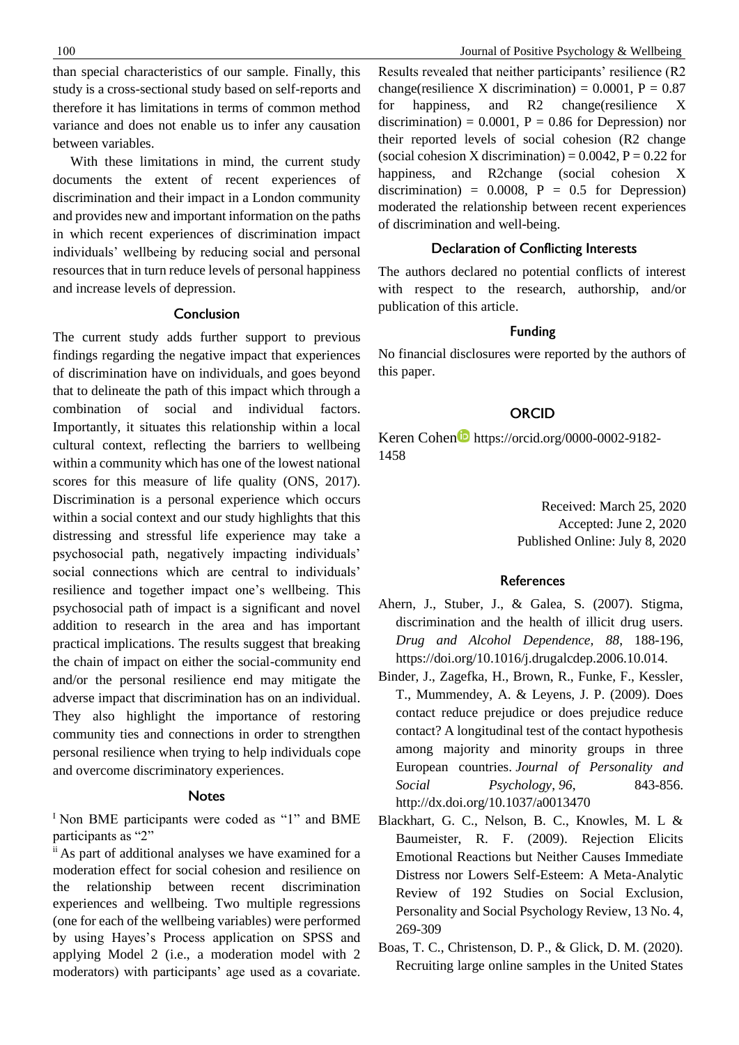than special characteristics of our sample. Finally, this study is a cross-sectional study based on self-reports and therefore it has limitations in terms of common method variance and does not enable us to infer any causation between variables.

With these limitations in mind, the current study documents the extent of recent experiences of discrimination and their impact in a London community and provides new and important information on the paths in which recent experiences of discrimination impact individuals' wellbeing by reducing social and personal resources that in turn reduce levels of personal happiness and increase levels of depression.

## Conclusion

The current study adds further support to previous findings regarding the negative impact that experiences of discrimination have on individuals, and goes beyond that to delineate the path of this impact which through a combination of social and individual factors. Importantly, it situates this relationship within a local cultural context, reflecting the barriers to wellbeing within a community which has one of the lowest national scores for this measure of life quality (ONS, 2017). Discrimination is a personal experience which occurs within a social context and our study highlights that this distressing and stressful life experience may take a psychosocial path, negatively impacting individuals' social connections which are central to individuals' resilience and together impact one's wellbeing. This psychosocial path of impact is a significant and novel addition to research in the area and has important practical implications. The results suggest that breaking the chain of impact on either the social-community end and/or the personal resilience end may mitigate the adverse impact that discrimination has on an individual. They also highlight the importance of restoring community ties and connections in order to strengthen personal resilience when trying to help individuals cope and overcome discriminatory experiences.

## Notes

[i] Non BME participants were coded as "1" and BME participants as "2"

[ii] As part of additional analyses we have examined for a moderation effect for social cohesion and resilience on the relationship between recent discrimination experiences and wellbeing. Two multiple regressions (one for each of the wellbeing variables) were performed by using Hayes's Process application on SPSS and applying Model 2 (i.e., a moderation model with 2 moderators) with participants' age used as a covariate. Results revealed that neither participants' resilience ($R^2$ change(resilience X discrimination) = 0.0001, $P = 0.87$ for happiness, and $R^2$ change(resilience X discrimination) = 0.0001, $P = 0.86$ for Depression) nor their reported levels of social cohesion ($R^2$ change (social cohesion X discrimination) = 0.0042, $P = 0.22$ for happiness, and $R^2$change (social cohesion X discrimination) = 0.0008, $P = 0.5$ for Depression) moderated the relationship between recent experiences of discrimination and well-being.

## Declaration of Conflicting Interests

The authors declared no potential conflicts of interest with respect to the research, authorship, and/or publication of this article.

## Funding

No financial disclosures were reported by the authors of this paper.

## ORCID

Keren Cohen https://orcid.org/0000-0002-9182-1458

Received: March 25, 2020
Accepted: June 2, 2020
Published Online: July 8, 2020

## References

Ahern, J., Stuber, J., & Galea, S. (2007). Stigma, discrimination and the health of illicit drug users. *Drug and Alcohol Dependence, 88*, 188-196, https://doi.org/10.1016/j.drugalcdep.2006.10.014.

Binder, J., Zagefka, H., Brown, R., Funke, F., Kessler, T., Mummendey, A. & Leyens, J. P. (2009). Does contact reduce prejudice or does prejudice reduce contact? A longitudinal test of the contact hypothesis among majority and minority groups in three European countries. *Journal of Personality and Social Psychology, 96*, 843-856. http://dx.doi.org/10.1037/a0013470

Blackhart, G. C., Nelson, B. C., Knowles, M. L & Baumeister, R. F. (2009). Rejection Elicits Emotional Reactions but Neither Causes Immediate Distress nor Lowers Self-Esteem: A Meta-Analytic Review of 192 Studies on Social Exclusion, Personality and Social Psychology Review, 13 No. 4, 269-309

Boas, T. C., Christenson, D. P., & Glick, D. M. (2020). Recruiting large online samples in the United States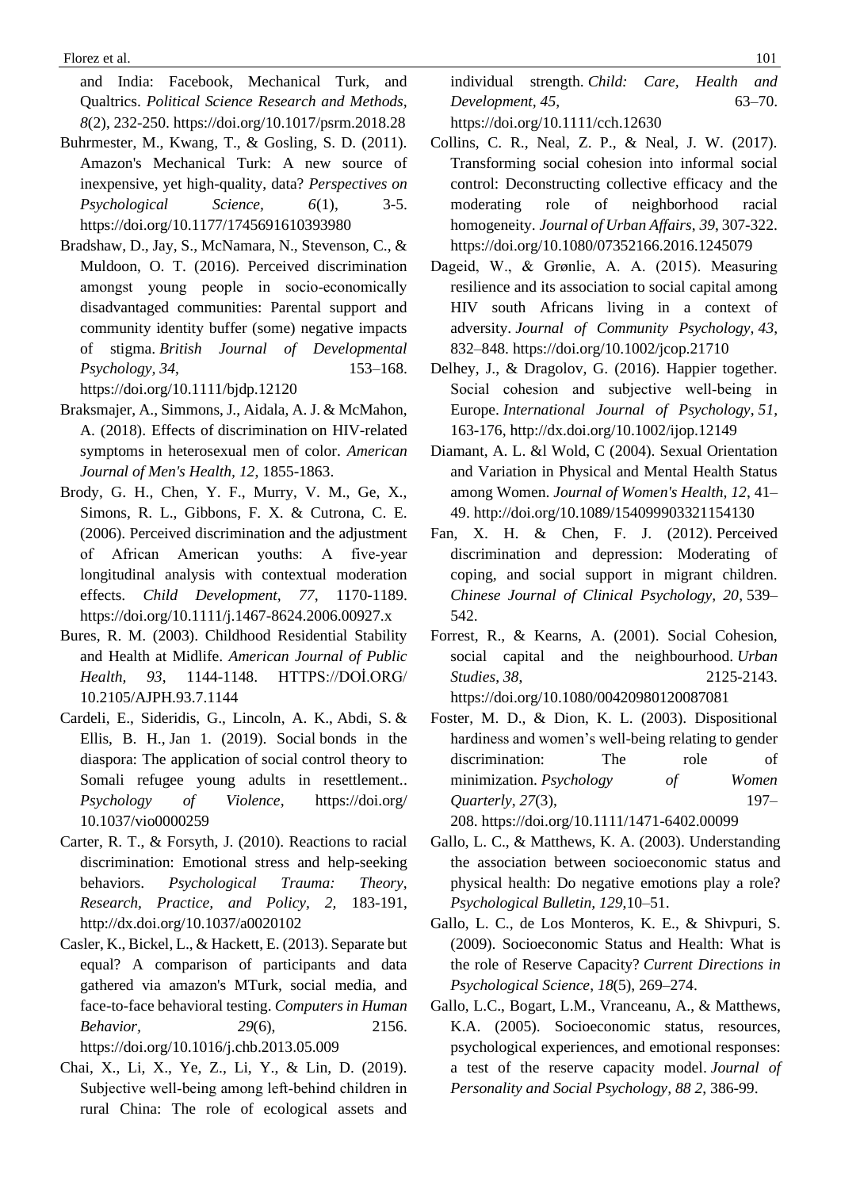and India: Facebook, Mechanical Turk, and Qualtrics. *Political Science Research and Methods, 8*(2), 232-250. https://doi.org/10.1017/psrm.2018.28

Buhrmester, M., Kwang, T., & Gosling, S. D. (2011). Amazon's Mechanical Turk: A new source of inexpensive, yet high-quality, data? *Perspectives on Psychological Science, 6*(1), 3-5. https://doi.org/10.1177/1745691610393980

Bradshaw, D., Jay, S., McNamara, N., Stevenson, C., & Muldoon, O. T. (2016). Perceived discrimination amongst young people in socio-economically disadvantaged communities: Parental support and community identity buffer (some) negative impacts of stigma. *British Journal of Developmental Psychology*, *34*, 153–168. https://doi.org/10.1111/bjdp.12120

Braksmajer, A., Simmons, J., Aidala, A. J. & McMahon, A. (2018). Effects of discrimination on HIV-related symptoms in heterosexual men of color. *American Journal of Men's Health, 12*, 1855-1863.

Brody, G. H., Chen, Y. F., Murry, V. M., Ge, X., Simons, R. L., Gibbons, F. X. & Cutrona, C. E. (2006). Perceived discrimination and the adjustment of African American youths: A five-year longitudinal analysis with contextual moderation effects. *Child Development, 77*, 1170-1189. https://doi.org/10.1111/j.1467-8624.2006.00927.x

Bures, R. M. (2003). Childhood Residential Stability and Health at Midlife. *American Journal of Public Health, 93*, 1144-1148. HTTPS://DOİ.ORG/ 10.2105/AJPH.93.7.1144

Cardeli, E., Sideridis, G., Lincoln, A. K., Abdi, S. & Ellis, B. H., Jan 1. (2019). Social bonds in the diaspora: The application of social control theory to Somali refugee young adults in resettlement.. *Psychology of Violence*, https://doi.org/ 10.1037/vio0000259

Carter, R. T., & Forsyth, J. (2010). Reactions to racial discrimination: Emotional stress and help-seeking behaviors. *Psychological Trauma: Theory, Research, Practice, and Policy, 2,* 183-191, http://dx.doi.org/10.1037/a0020102

Casler, K., Bickel, L., & Hackett, E. (2013). Separate but equal? A comparison of participants and data gathered via amazon's MTurk, social media, and face-to-face behavioral testing. *Computers in Human Behavior, 29*(6), 2156. https://doi.org/10.1016/j.chb.2013.05.009

Chai, X., Li, X., Ye, Z., Li, Y., & Lin, D. (2019). Subjective well-being among left-behind children in rural China: The role of ecological assets and individual strength. *Child: Care, Health and Development*, *45*, 63–70. https://doi.org/10.1111/cch.12630

Collins, C. R., Neal, Z. P., & Neal, J. W. (2017). Transforming social cohesion into informal social control: Deconstructing collective efficacy and the moderating role of neighborhood racial homogeneity. *Journal of Urban Affairs*, *39*, 307-322. https://doi.org/10.1080/07352166.2016.1245079

Dageid, W., & Grønlie, A. A. (2015). Measuring resilience and its association to social capital among HIV south Africans living in a context of adversity. *Journal of Community Psychology, 43*, 832–848. https://doi.org/10.1002/jcop.21710

Delhey, J., & Dragolov, G. (2016). Happier together. Social cohesion and subjective well-being in Europe. *International Journal of Psychology*, *51*, 163-176, http://dx.doi.org/10.1002/ijop.12149

Diamant, A. L. &l Wold, C (2004). Sexual Orientation and Variation in Physical and Mental Health Status among Women. *Journal of Women's Health, 12*, 41–49. http://doi.org/10.1089/154099903321154130

Fan, X. H. & Chen, F. J. (2012). Perceived discrimination and depression: Moderating of coping, and social support in migrant children. *Chinese Journal of Clinical Psychology, 20*, 539–542.

Forrest, R., & Kearns, A. (2001). Social Cohesion, social capital and the neighbourhood. *Urban Studies*, *38*, 2125-2143. https://doi.org/10.1080/00420980120087081

Foster, M. D., & Dion, K. L. (2003). Dispositional hardiness and women's well-being relating to gender discrimination: The role of minimization. *Psychology of Women Quarterly*, *27*(3), 197–208. https://doi.org/10.1111/1471-6402.00099

Gallo, L. C., & Matthews, K. A. (2003). Understanding the association between socioeconomic status and physical health: Do negative emotions play a role? *Psychological Bulletin, 129*,10–51.

Gallo, L. C., de Los Monteros, K. E., & Shivpuri, S. (2009). Socioeconomic Status and Health: What is the role of Reserve Capacity? *Current Directions in Psychological Science*, *18*(5), 269–274.

Gallo, L.C., Bogart, L.M., Vranceanu, A., & Matthews, K.A. (2005). Socioeconomic status, resources, psychological experiences, and emotional responses: a test of the reserve capacity model. *Journal of Personality and Social Psychology, 88 2*, 386-99.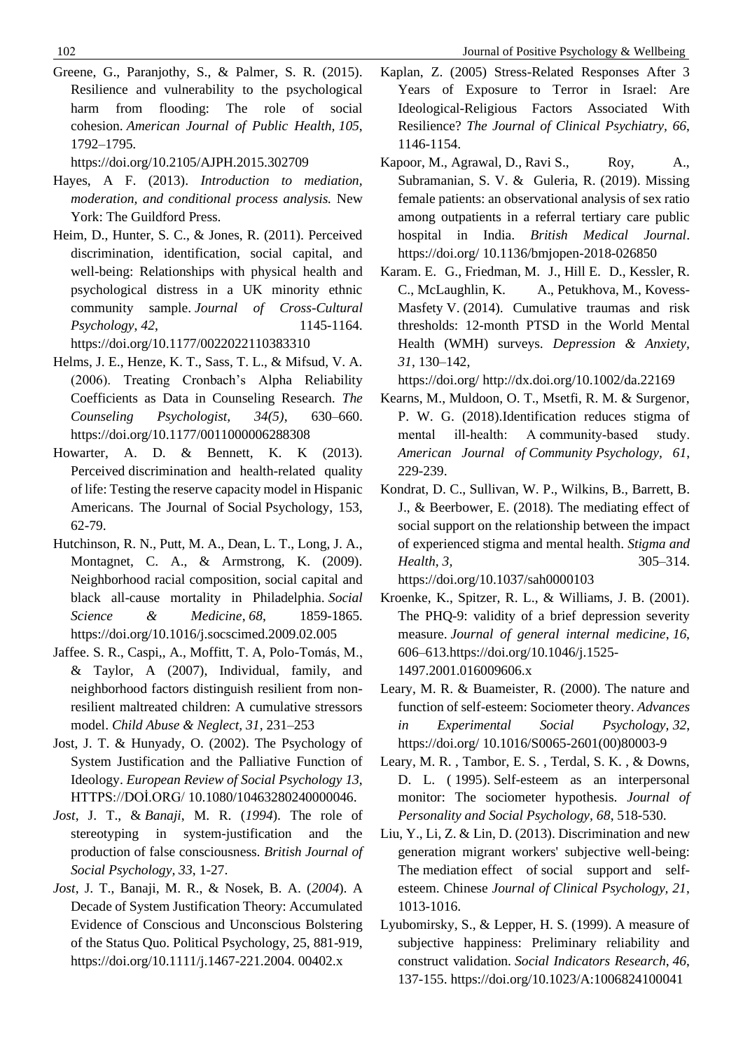Greene, G., Paranjothy, S., & Palmer, S. R. (2015). Resilience and vulnerability to the psychological harm from flooding: The role of social cohesion. *American Journal of Public Health, 105*, 1792–1795. https://doi.org/10.2105/AJPH.2015.302709

Hayes, A F. (2013). *Introduction to mediation, moderation, and conditional process analysis.* New York: The Guildford Press.

Heim, D., Hunter, S. C., & Jones, R. (2011). Perceived discrimination, identification, social capital, and well-being: Relationships with physical health and psychological distress in a UK minority ethnic community sample. *Journal of Cross-Cultural Psychology*, *42*, 1145-1164. https://doi.org/10.1177/0022022110383310

Helms, J. E., Henze, K. T., Sass, T. L., & Mifsud, V. A. (2006). Treating Cronbach's Alpha Reliability Coefficients as Data in Counseling Research. *The Counseling Psychologist, 34(5)*, 630–660. https://doi.org/10.1177/0011000006288308

Howarter, A. D. & Bennett, K. K (2013). Perceived discrimination and health-related quality of life: Testing the reserve capacity model in Hispanic Americans. The Journal of Social Psychology, 153, 62-79.

Hutchinson, R. N., Putt, M. A., Dean, L. T., Long, J. A., Montagnet, C. A., & Armstrong, K. (2009). Neighborhood racial composition, social capital and black all-cause mortality in Philadelphia. *Social Science & Medicine*, *68*, 1859-1865. https://doi.org/10.1016/j.socscimed.2009.02.005

Jaffee. S. R., Caspi,, A., Moffitt, T. A, Polo-Tomás, M., & Taylor, A (2007), Individual, family, and neighborhood factors distinguish resilient from non-resilient maltreated children: A cumulative stressors model. *Child Abuse & Neglect, 31*, 231–253

Jost, J. T. & Hunyady, O. (2002). The Psychology of System Justification and the Palliative Function of Ideology. *European Review of Social Psychology 13*, HTTPS://DOİ.ORG/ 10.1080/10463280240000046.

*Jost*, J. T., & *Banaji*, M. R. (*1994*). The role of stereotyping in system-justification and the production of false consciousness. *British Journal of Social Psychology, 33*, 1-27.

*Jost*, J. T., Banaji, M. R., & Nosek, B. A. (*2004*). A Decade of System Justification Theory: Accumulated Evidence of Conscious and Unconscious Bolstering of the Status Quo. Political Psychology, 25, 881-919, https://doi.org/10.1111/j.1467-221.2004. 00402.x

Kaplan, Z. (2005) Stress-Related Responses After 3 Years of Exposure to Terror in Israel: Are Ideological-Religious Factors Associated With Resilience? *The Journal of Clinical Psychiatry, 66*, 1146-1154.

Kapoor, M., Agrawal, D., Ravi S., Roy, A., Subramanian, S. V. & Guleria, R. (2019). Missing female patients: an observational analysis of sex ratio among outpatients in a referral tertiary care public hospital in India. *British Medical Journal*. https://doi.org/ 10.1136/bmjopen-2018-026850

Karam. E. G., Friedman, M. J., Hill E. D., Kessler, R. C., McLaughlin, K. A., Petukhova, M., Kovess-Masfety V. (2014). Cumulative traumas and risk thresholds: 12-month PTSD in the World Mental Health (WMH) surveys. *Depression & Anxiety, 31*, 130–142, https://doi.org/ http://dx.doi.org/10.1002/da.22169

Kearns, M., Muldoon, O. T., Msetfi, R. M. & Surgenor, P. W. G. (2018).Identification reduces stigma of mental ill-health: A community-based study. *American Journal of Community Psychology, 61*, 229-239.

Kondrat, D. C., Sullivan, W. P., Wilkins, B., Barrett, B. J., & Beerbower, E. (2018). The mediating effect of social support on the relationship between the impact of experienced stigma and mental health. *Stigma and Health, 3*, 305–314. https://doi.org/10.1037/sah0000103

Kroenke, K., Spitzer, R. L., & Williams, J. B. (2001). The PHQ-9: validity of a brief depression severity measure. *Journal of general internal medicine*, *16*, 606–613.https://doi.org/10.1046/j.1525-1497.2001.016009606.x

Leary, M. R. & Buameister, R. (2000). The nature and function of self-esteem: Sociometer theory. *Advances in Experimental Social Psychology, 32*, https://doi.org/ 10.1016/S0065-2601(00)80003-9

Leary, M. R. , Tambor, E. S. , Terdal, S. K. , & Downs, D. L. ( 1995). Self-esteem as an interpersonal monitor: The sociometer hypothesis. *Journal of Personality and Social Psychology, 68*, 518-530.

Liu, Y., Li, Z. & Lin, D. (2013). Discrimination and new generation migrant workers' subjective well-being: The mediation effect of social support and self-esteem. Chinese *Journal of Clinical Psychology, 21*, 1013-1016.

Lyubomirsky, S., & Lepper, H. S. (1999). A measure of subjective happiness: Preliminary reliability and construct validation. *Social Indicators Research*, *46*, 137-155. https://doi.org/10.1023/A:1006824100041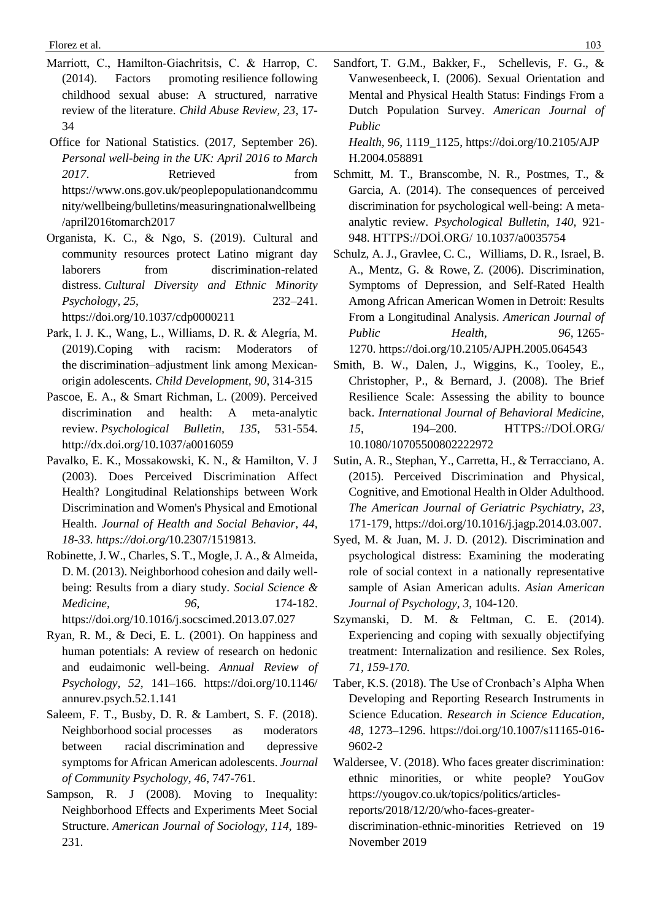Marriott, C., Hamilton-Giachritsis, C. & Harrop, C. (2014). Factors promoting resilience following childhood sexual abuse: A structured, narrative review of the literature. *Child Abuse Review, 23,* 17-34

Office for National Statistics. (2017, September 26). *Personal well-being in the UK: April 2016 to March 2017*. Retrieved from https://www.ons.gov.uk/peoplepopulationandcommunity/wellbeing/bulletins/measuringnationalwellbeing/april2016tomarch2017

Organista, K. C., & Ngo, S. (2019). Cultural and community resources protect Latino migrant day laborers from discrimination-related distress. *Cultural Diversity and Ethnic Minority Psychology, 25,* 232–241. https://doi.org/10.1037/cdp0000211

Park, I. J. K., Wang, L., Williams, D. R. & Alegría, M. (2019).Coping with racism: Moderators of the discrimination–adjustment link among Mexican-origin adolescents. *Child Development, 90*, 314-315

Pascoe, E. A., & Smart Richman, L. (2009). Perceived discrimination and health: A meta-analytic review. *Psychological Bulletin, 135*, 531-554. http://dx.doi.org/10.1037/a0016059

Pavalko, E. K., Mossakowski, K. N., & Hamilton, V. J (2003). Does Perceived Discrimination Affect Health? Longitudinal Relationships between Work Discrimination and Women's Physical and Emotional Health. *Journal of Health and Social Behavior, 44, 18-33. https://doi.org/*10.2307/1519813.

Robinette, J. W., Charles, S. T., Mogle, J. A., & Almeida, D. M. (2013). Neighborhood cohesion and daily well-being: Results from a diary study. *Social Science & Medicine, 96,* 174-182. https://doi.org/10.1016/j.socscimed.2013.07.027

Ryan, R. M., & Deci, E. L. (2001). On happiness and human potentials: A review of research on hedonic and eudaimonic well-being. *Annual Review of Psychology, 52,* 141–166. https://doi.org/10.1146/annurev.psych.52.1.141

Saleem, F. T., Busby, D. R. & Lambert, S. F. (2018). Neighborhood social processes as moderators between racial discrimination and depressive symptoms for African American adolescents. *Journal of Community Psychology, 46*, 747-761.

Sampson, R. J (2008). Moving to Inequality: Neighborhood Effects and Experiments Meet Social Structure. *American Journal of Sociology, 114*, 189-231.

Sandfort, T. G.M., Bakker, F., Schellevis, F. G., & Vanwesenbeeck, I. (2006). Sexual Orientation and Mental and Physical Health Status: Findings From a Dutch Population Survey. *American Journal of Public Health, 96*, 1119_1125, https://doi.org/10.2105/AJPH.2004.058891

Schmitt, M. T., Branscombe, N. R., Postmes, T., & Garcia, A. (2014). The consequences of perceived discrimination for psychological well-being: A meta-analytic review. *Psychological Bulletin, 140,* 921-948. HTTPS://DOİ.ORG/ 10.1037/a0035754

Schulz, A. J., Gravlee, C. C., Williams, D. R., Israel, B. A., Mentz, G. & Rowe, Z. (2006). Discrimination, Symptoms of Depression, and Self-Rated Health Among African American Women in Detroit: Results From a Longitudinal Analysis. *American Journal of Public Health, 96*, 1265-1270. https://doi.org/10.2105/AJPH.2005.064543

Smith, B. W., Dalen, J., Wiggins, K., Tooley, E., Christopher, P., & Bernard, J. (2008). The Brief Resilience Scale: Assessing the ability to bounce back. *International Journal of Behavioral Medicine, 15*, 194–200. HTTPS://DOİ.ORG/ 10.1080/10705500802222972

Sutin, A. R., Stephan, Y., Carretta, H., & Terracciano, A. (2015). Perceived Discrimination and Physical, Cognitive, and Emotional Health in Older Adulthood. *The American Journal of Geriatric Psychiatry, 23*, 171-179, https://doi.org/10.1016/j.jagp.2014.03.007.

Syed, M. & Juan, M. J. D. (2012). Discrimination and psychological distress: Examining the moderating role of social context in a nationally representative sample of Asian American adults. *Asian American Journal of Psychology, 3*, 104-120.

Szymanski, D. M. & Feltman, C. E. (2014). Experiencing and coping with sexually objectifying treatment: Internalization and resilience. Sex Roles, *71, 159-170.*

Taber, K.S. (2018). The Use of Cronbach's Alpha When Developing and Reporting Research Instruments in Science Education. *Research in Science Education, 48*, 1273–1296. https://doi.org/10.1007/s11165-016-9602-2

Waldersee, V. (2018). Who faces greater discrimination: ethnic minorities, or white people? YouGov https://yougov.co.uk/topics/politics/articles-reports/2018/12/20/who-faces-greater-discrimination-ethnic-minorities Retrieved on 19 November 2019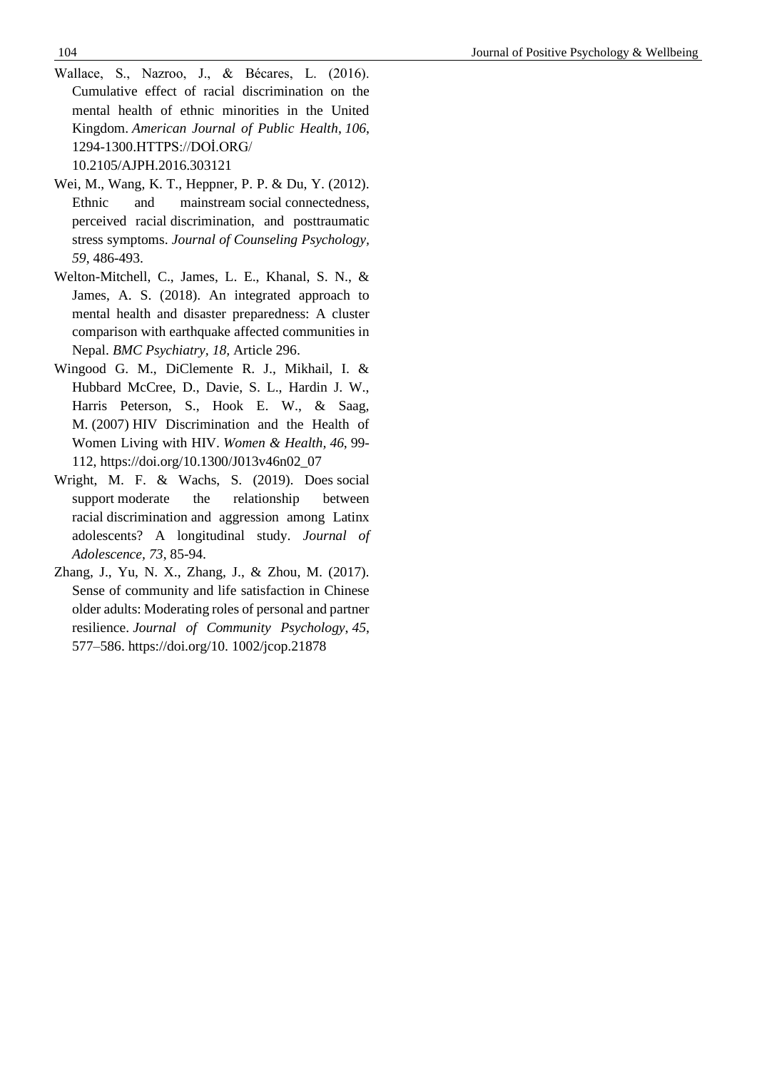Wallace, S., Nazroo, J., & Bécares, L. (2016). Cumulative effect of racial discrimination on the mental health of ethnic minorities in the United Kingdom. *American Journal of Public Health*, *106*, 1294-1300.HTTPS://DOİ.ORG/ 10.2105/AJPH.2016.303121

Wei, M., Wang, K. T., Heppner, P. P. & Du, Y. (2012). Ethnic and mainstream social connectedness, perceived racial discrimination, and posttraumatic stress symptoms. *Journal of Counseling Psychology, 59*, 486-493.

Welton-Mitchell, C., James, L. E., Khanal, S. N., & James, A. S. (2018). An integrated approach to mental health and disaster preparedness: A cluster comparison with earthquake affected communities in Nepal. *BMC Psychiatry, 18*, Article 296.

Wingood G. M., DiClemente R. J., Mikhail, I. & Hubbard McCree, D., Davie, S. L., Hardin J. W., Harris Peterson, S., Hook E. W., & Saag, M. (2007) HIV Discrimination and the Health of Women Living with HIV. *Women & Health, 46*, 99-112, https://doi.org/10.1300/J013v46n02_07

Wright, M. F. & Wachs, S. (2019). Does social support moderate the relationship between racial discrimination and aggression among Latinx adolescents? A longitudinal study. *Journal of Adolescence*, *73*, 85-94.

Zhang, J., Yu, N. X., Zhang, J., & Zhou, M. (2017). Sense of community and life satisfaction in Chinese older adults: Moderating roles of personal and partner resilience. *Journal of Community Psychology*, *45*, 577–586. https://doi.org/10. 1002/jcop.21878